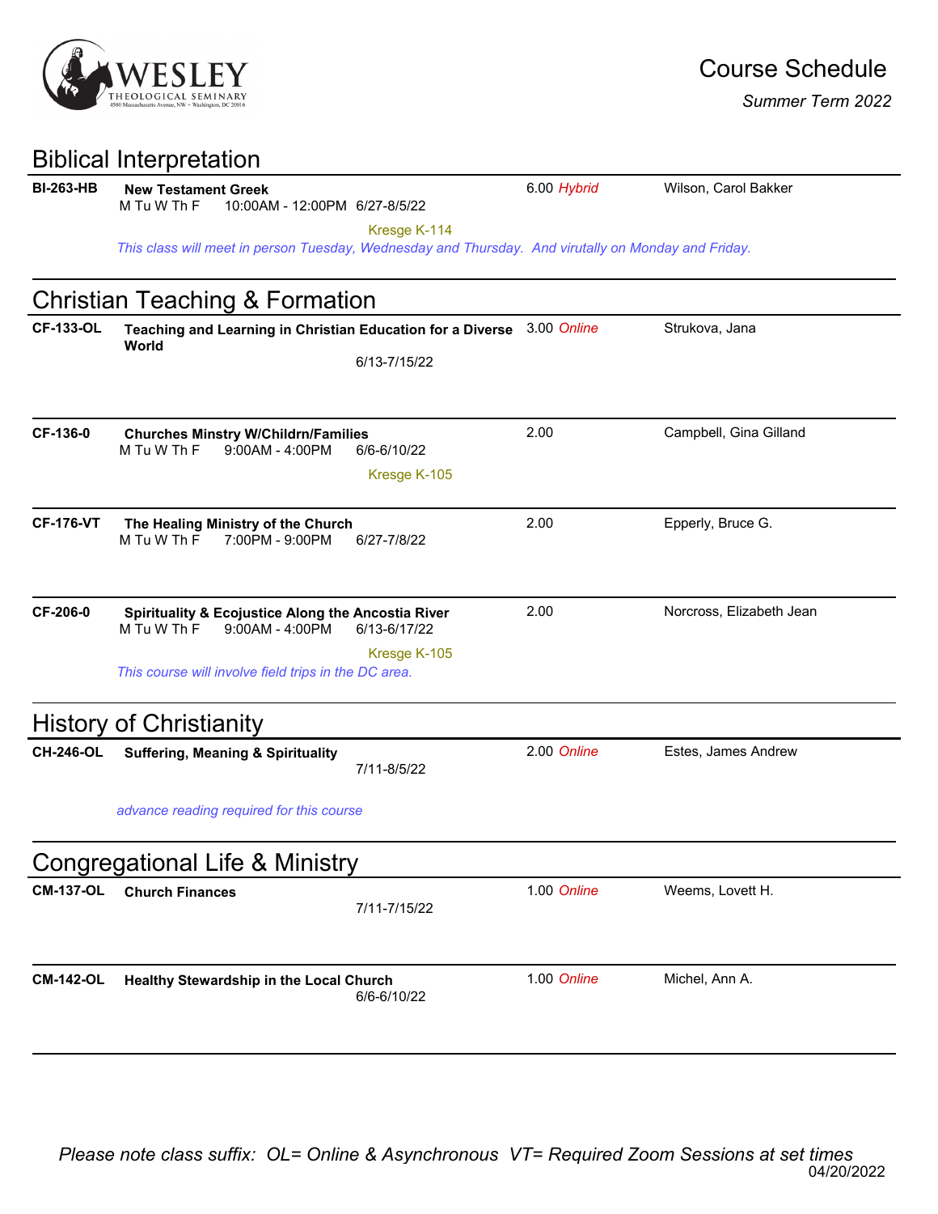# Course Schedule

*Summer Term 2022*

## Biblical Interpretation

**BI-263-HB** — **New Testament Greek** — 6.00 *Hybrid* — Wilson, Carol Bakker
M Tu W Th F 10:00AM - 12:00PM 6/27-8/5/22
Kresge K-114
*This class will meet in person Tuesday, Wednesday and Thursday. And virutally on Monday and Friday.*

## Christian Teaching & Formation

**CF-133-OL** — **Teaching and Learning in Christian Education for a Diverse World** — 3.00 *Online* — Strukova, Jana
6/13-7/15/22

**CF-136-0** — **Churches Minstry W/Childrn/Families** — 2.00 — Campbell, Gina Gilland
M Tu W Th F 9:00AM - 4:00PM 6/6-6/10/22
Kresge K-105

**CF-176-VT** — **The Healing Ministry of the Church** — 2.00 — Epperly, Bruce G.
M Tu W Th F 7:00PM - 9:00PM 6/27-7/8/22

**CF-206-0** — **Spirituality & Ecojustice Along the Ancostia River** — 2.00 — Norcross, Elizabeth Jean
M Tu W Th F 9:00AM - 4:00PM 6/13-6/17/22
Kresge K-105
*This course will involve field trips in the DC area.*

## History of Christianity

**CH-246-OL** — **Suffering, Meaning & Spirituality** — 2.00 *Online* — Estes, James Andrew
7/11-8/5/22
*advance reading required for this course*

## Congregational Life & Ministry

**CM-137-OL** — **Church Finances** — 1.00 *Online* — Weems, Lovett H.
7/11-7/15/22

**CM-142-OL** — **Healthy Stewardship in the Local Church** — 1.00 *Online* — Michel, Ann A.
6/6-6/10/22

*Please note class suffix: OL= Online & Asynchronous VT= Required Zoom Sessions at set times*

04/20/2022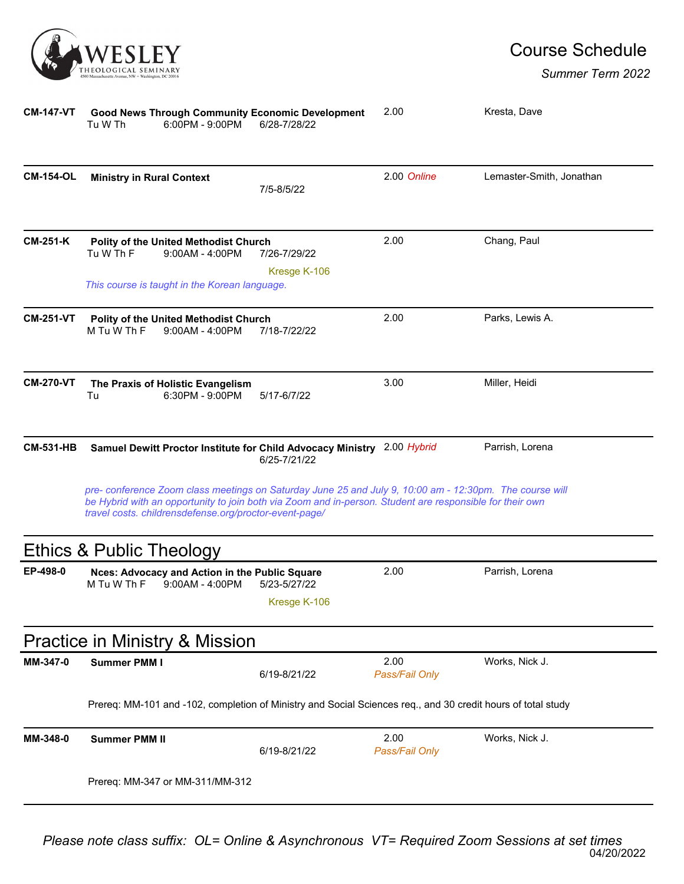| Course | Title / Schedule | Credits | Instructor |
|---|---|---|---|
| **CM-147-VT** | **Good News Through Community Economic Development**<br>Tu W Th 6:00PM - 9:00PM 6/28-7/28/22 | 2.00 | Kresta, Dave |
| **CM-154-OL** | **Ministry in Rural Context**<br>7/5-8/5/22 | 2.00 *Online* | Lemaster-Smith, Jonathan |
| **CM-251-K** | **Polity of the United Methodist Church**<br>Tu W Th F 9:00AM - 4:00PM 7/26-7/29/22<br>Kresge K-106<br>*This course is taught in the Korean language.* | 2.00 | Chang, Paul |
| **CM-251-VT** | **Polity of the United Methodist Church**<br>M Tu W Th F 9:00AM - 4:00PM 7/18-7/22/22 | 2.00 | Parks, Lewis A. |
| **CM-270-VT** | **The Praxis of Holistic Evangelism**<br>Tu 6:30PM - 9:00PM 5/17-6/7/22 | 3.00 | Miller, Heidi |
| **CM-531-HB** | **Samuel Dewitt Proctor Institute for Child Advocacy Ministry**<br>6/25-7/21/22<br>*pre- conference Zoom class meetings on Saturday June 25 and July 9, 10:00 am - 12:30pm. The course will be Hybrid with an opportunity to join both via Zoom and in-person. Student are responsible for their own travel costs. childrensdefense.org/proctor-event-page/* | 2.00 *Hybrid* | Parrish, Lorena |

## Ethics & Public Theology

| Course | Title / Schedule | Credits | Instructor |
|---|---|---|---|
| **EP-498-0** | **Nces: Advocacy and Action in the Public Square**<br>M Tu W Th F 9:00AM - 4:00PM 5/23-5/27/22<br>Kresge K-106 | 2.00 | Parrish, Lorena |

## Practice in Ministry & Mission

| Course | Title / Schedule | Credits | Instructor |
|---|---|---|---|
| **MM-347-0** | **Summer PMM I**<br>6/19-8/21/22<br>Prereq: MM-101 and -102, completion of Ministry and Social Sciences req., and 30 credit hours of total study | 2.00 *Pass/Fail Only* | Works, Nick J. |
| **MM-348-0** | **Summer PMM II**<br>6/19-8/21/22<br>Prereq: MM-347 or MM-311/MM-312 | 2.00 *Pass/Fail Only* | Works, Nick J. |

*Please note class suffix: OL= Online & Asynchronous VT= Required Zoom Sessions at set times*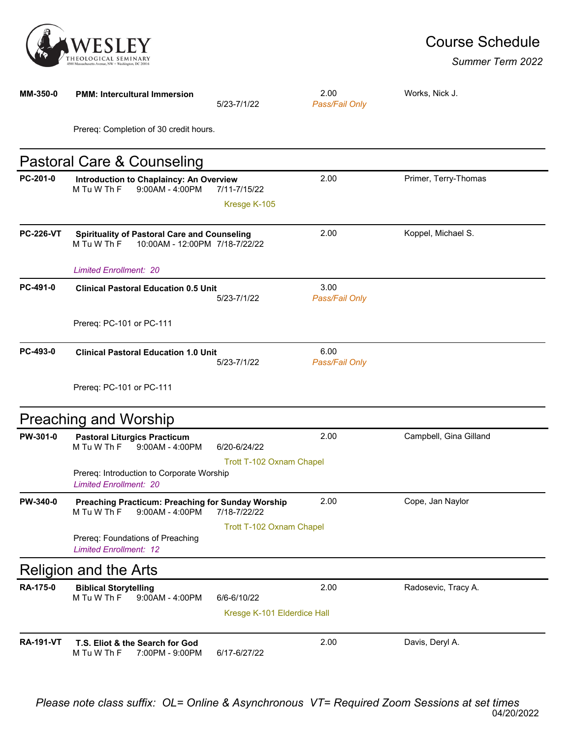**MM-350-0** **PMM: Intercultural Immersion** 5/23-7/1/22 — 2.00 *Pass/Fail Only* — Works, Nick J.

Prereq: Completion of 30 credit hours.

## Pastoral Care & Counseling

**PC-201-0** **Introduction to Chaplaincy: An Overview** — 2.00 — Primer, Terry-Thomas
M Tu W Th F 9:00AM - 4:00PM 7/11-7/15/22
Kresge K-105

**PC-226-VT** **Spirituality of Pastoral Care and Counseling** — 2.00 — Koppel, Michael S.
M Tu W Th F 10:00AM - 12:00PM 7/18-7/22/22

*Limited Enrollment: 20*

**PC-491-0** **Clinical Pastoral Education 0.5 Unit** — 3.00 *Pass/Fail Only*
5/23-7/1/22

Prereq: PC-101 or PC-111

**PC-493-0** **Clinical Pastoral Education 1.0 Unit** — 6.00 *Pass/Fail Only*
5/23-7/1/22

Prereq: PC-101 or PC-111

## Preaching and Worship

**PW-301-0** **Pastoral Liturgics Practicum** — 2.00 — Campbell, Gina Gilland
M Tu W Th F 9:00AM - 4:00PM 6/20-6/24/22
Trott T-102 Oxnam Chapel
Prereq: Introduction to Corporate Worship
*Limited Enrollment: 20*

**PW-340-0** **Preaching Practicum: Preaching for Sunday Worship** — 2.00 — Cope, Jan Naylor
M Tu W Th F 9:00AM - 4:00PM 7/18-7/22/22
Trott T-102 Oxnam Chapel
Prereq: Foundations of Preaching
*Limited Enrollment: 12*

## Religion and the Arts

**RA-175-0** **Biblical Storytelling** — 2.00 — Radosevic, Tracy A.
M Tu W Th F 9:00AM - 4:00PM 6/6-6/10/22
Kresge K-101 Elderdice Hall

**RA-191-VT** **T.S. Eliot & the Search for God** — 2.00 — Davis, Deryl A.
M Tu W Th F 7:00PM - 9:00PM 6/17-6/27/22

*Please note class suffix: OL= Online & Asynchronous VT= Required Zoom Sessions at set times*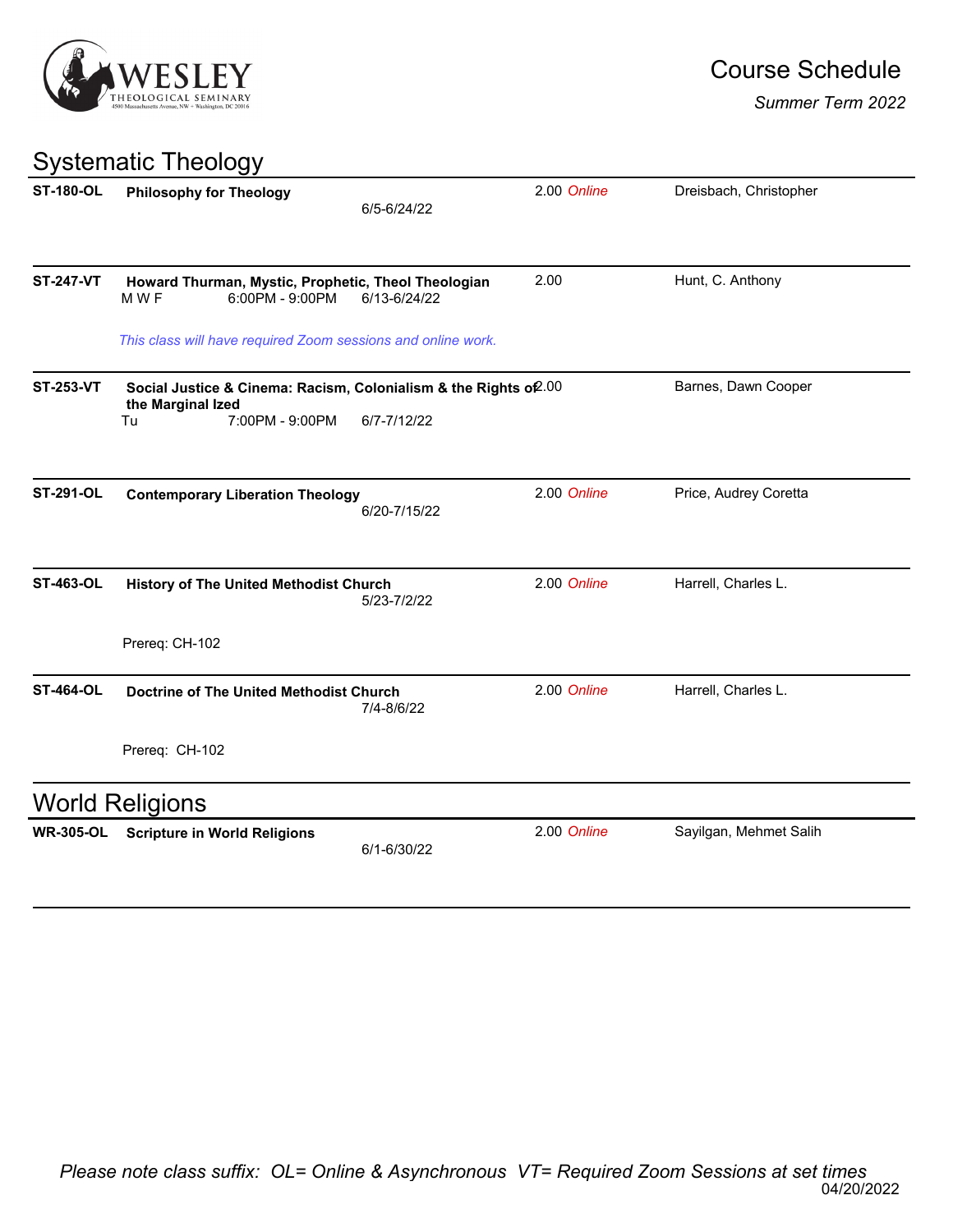WESLEY THEOLOGICAL SEMINARY
4500 Massachusetts Avenue, NW • Washington, DC 20016

# Course Schedule

*Summer Term 2022*

## Systematic Theology

| | | | | | | |
|---|---|---|---|---|---|---|
| **ST-180-OL** | **Philosophy for Theology** | | | 6/5-6/24/22 | 2.00 *Online* | Dreisbach, Christopher |
| **ST-247-VT** | **Howard Thurman, Mystic, Prophetic, Theol Theologian** | M W F | 6:00PM - 9:00PM | 6/13-6/24/22 | 2.00 | Hunt, C. Anthony |
| | *This class will have required Zoom sessions and online work.* | | | | | |
| **ST-253-VT** | **Social Justice & Cinema: Racism, Colonialism & the Rights of the Marginal Ized** | Tu | 7:00PM - 9:00PM | 6/7-7/12/22 | 2.00 | Barnes, Dawn Cooper |
| **ST-291-OL** | **Contemporary Liberation Theology** | | | 6/20-7/15/22 | 2.00 *Online* | Price, Audrey Coretta |
| **ST-463-OL** | **History of The United Methodist Church** | | | 5/23-7/2/22 | 2.00 *Online* | Harrell, Charles L. |
| | Prereq: CH-102 | | | | | |
| **ST-464-OL** | **Doctrine of The United Methodist Church** | | | 7/4-8/6/22 | 2.00 *Online* | Harrell, Charles L. |
| | Prereq: CH-102 | | | | | |

## World Religions

| | | | | | | |
|---|---|---|---|---|---|---|
| **WR-305-OL** | **Scripture in World Religions** | | | 6/1-6/30/22 | 2.00 *Online* | Sayilgan, Mehmet Salih |

*Please note class suffix: OL= Online & Asynchronous VT= Required Zoom Sessions at set times*

04/20/2022